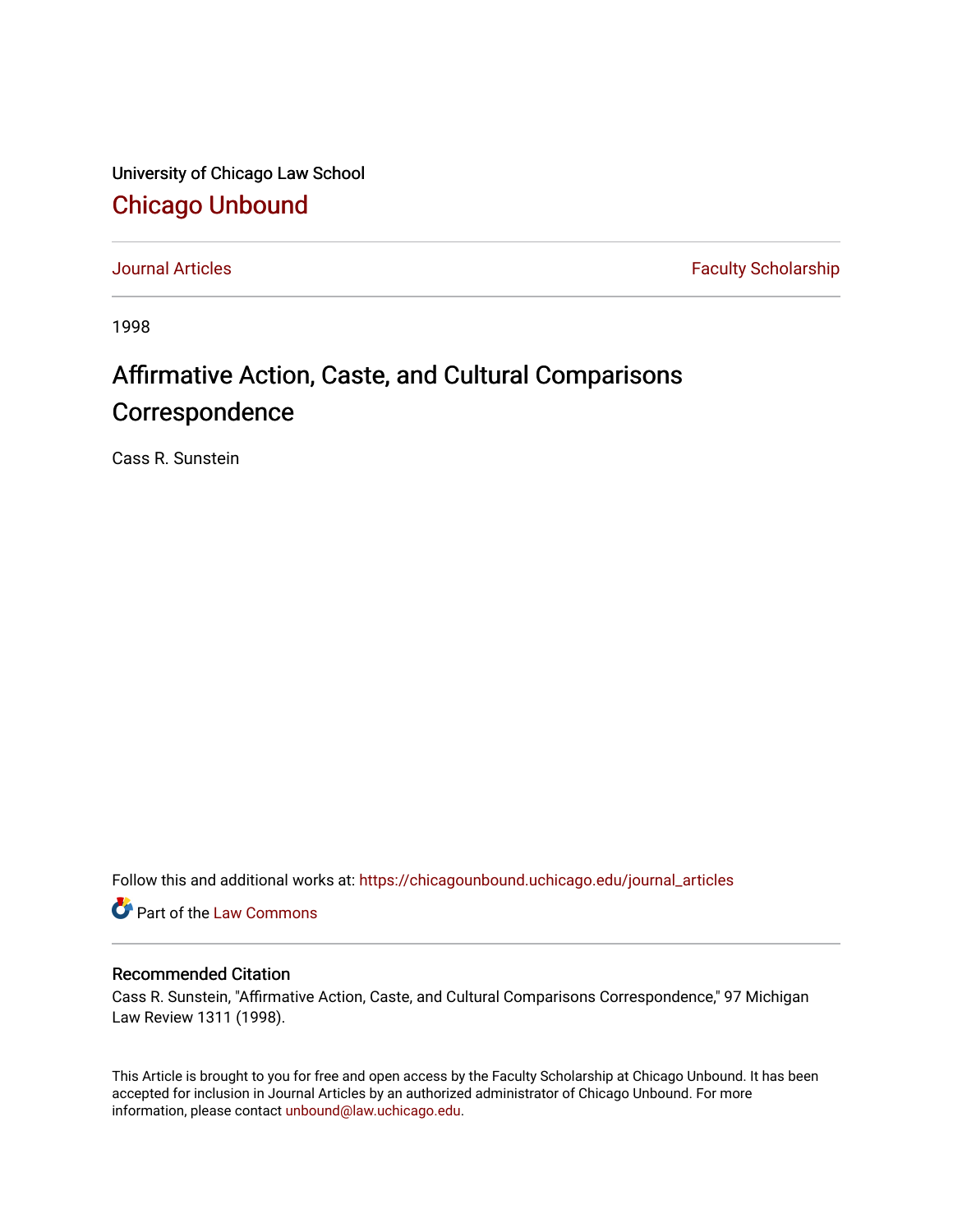University of Chicago Law School

## Chicago Unbound

Journal Articles | Faculty Scholarship

1998

# Affirmative Action, Caste, and Cultural Comparisons Correspondence

Cass R. Sunstein

Follow this and additional works at: https://chicagounbound.uchicago.edu/journal_articles

Part of the Law Commons

### Recommended Citation

Cass R. Sunstein, "Affirmative Action, Caste, and Cultural Comparisons Correspondence," 97 Michigan Law Review 1311 (1998).

This Article is brought to you for free and open access by the Faculty Scholarship at Chicago Unbound. It has been accepted for inclusion in Journal Articles by an authorized administrator of Chicago Unbound. For more information, please contact unbound@law.uchicago.edu.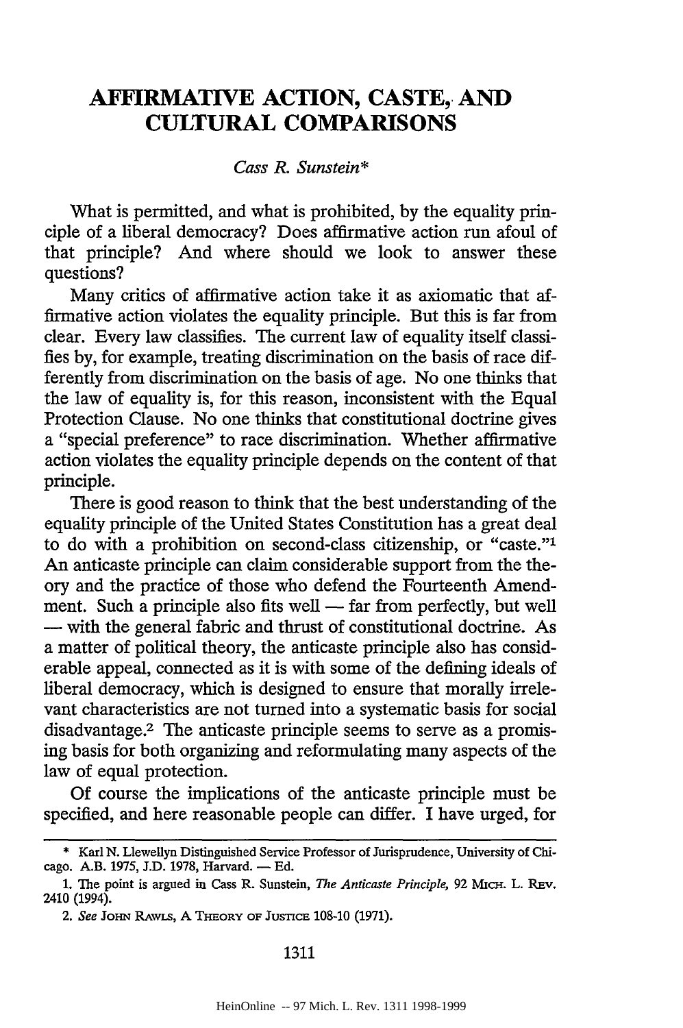# AFFIRMATIVE ACTION, CASTE, AND CULTURAL COMPARISONS

*Cass R. Sunstein**

What is permitted, and what is prohibited, by the equality principle of a liberal democracy? Does affirmative action run afoul of that principle? And where should we look to answer these questions?

Many critics of affirmative action take it as axiomatic that affirmative action violates the equality principle. But this is far from clear. Every law classifies. The current law of equality itself classifies by, for example, treating discrimination on the basis of race differently from discrimination on the basis of age. No one thinks that the law of equality is, for this reason, inconsistent with the Equal Protection Clause. No one thinks that constitutional doctrine gives a "special preference" to race discrimination. Whether affirmative action violates the equality principle depends on the content of that principle.

There is good reason to think that the best understanding of the equality principle of the United States Constitution has a great deal to do with a prohibition on second-class citizenship, or "caste."[1] An anticaste principle can claim considerable support from the theory and the practice of those who defend the Fourteenth Amendment. Such a principle also fits well — far from perfectly, but well — with the general fabric and thrust of constitutional doctrine. As a matter of political theory, the anticaste principle also has considerable appeal, connected as it is with some of the defining ideals of liberal democracy, which is designed to ensure that morally irrelevant characteristics are not turned into a systematic basis for social disadvantage.[2] The anticaste principle seems to serve as a promising basis for both organizing and reformulating many aspects of the law of equal protection.

Of course the implications of the anticaste principle must be specified, and here reasonable people can differ. I have urged, for

---

\* Karl N. Llewellyn Distinguished Service Professor of Jurisprudence, University of Chicago. A.B. 1975, J.D. 1978, Harvard. — Ed.

1. The point is argued in Cass R. Sunstein, *The Anticaste Principle*, 92 MICH. L. REV. 2410 (1994).

2. *See* JOHN RAWLS, A THEORY OF JUSTICE 108-10 (1971).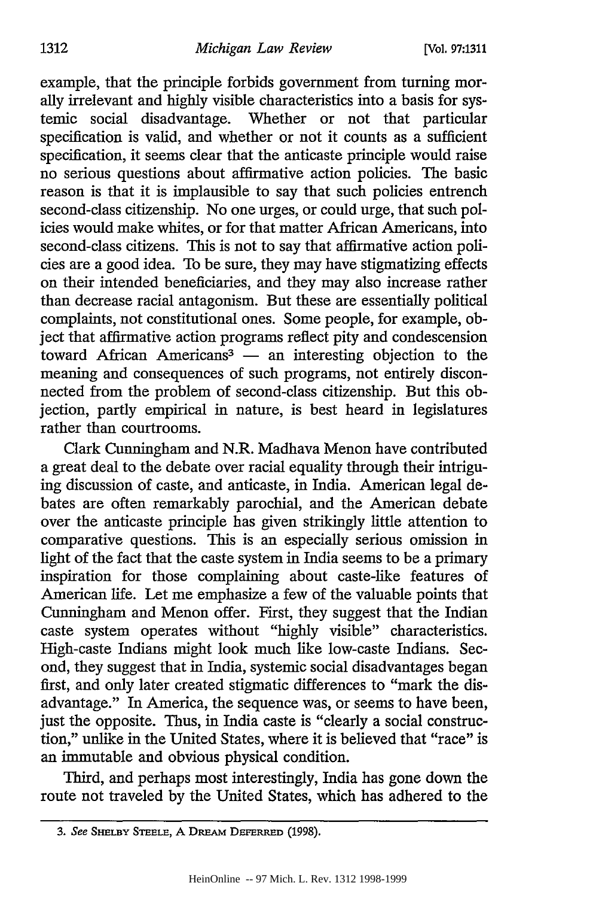example, that the principle forbids government from turning morally irrelevant and highly visible characteristics into a basis for systemic social disadvantage. Whether or not that particular specification is valid, and whether or not it counts as a sufficient specification, it seems clear that the anticaste principle would raise no serious questions about affirmative action policies. The basic reason is that it is implausible to say that such policies entrench second-class citizenship. No one urges, or could urge, that such policies would make whites, or for that matter African Americans, into second-class citizens. This is not to say that affirmative action policies are a good idea. To be sure, they may have stigmatizing effects on their intended beneficiaries, and they may also increase rather than decrease racial antagonism. But these are essentially political complaints, not constitutional ones. Some people, for example, object that affirmative action programs reflect pity and condescension toward African Americans[3] — an interesting objection to the meaning and consequences of such programs, not entirely disconnected from the problem of second-class citizenship. But this objection, partly empirical in nature, is best heard in legislatures rather than courtrooms.

Clark Cunningham and N.R. Madhava Menon have contributed a great deal to the debate over racial equality through their intriguing discussion of caste, and anticaste, in India. American legal debates are often remarkably parochial, and the American debate over the anticaste principle has given strikingly little attention to comparative questions. This is an especially serious omission in light of the fact that the caste system in India seems to be a primary inspiration for those complaining about caste-like features of American life. Let me emphasize a few of the valuable points that Cunningham and Menon offer. First, they suggest that the Indian caste system operates without "highly visible" characteristics. High-caste Indians might look much like low-caste Indians. Second, they suggest that in India, systemic social disadvantages began first, and only later created stigmatic differences to "mark the disadvantage." In America, the sequence was, or seems to have been, just the opposite. Thus, in India caste is "clearly a social construction," unlike in the United States, where it is believed that "race" is an immutable and obvious physical condition.

Third, and perhaps most interestingly, India has gone down the route not traveled by the United States, which has adhered to the

3. *See* Shelby Steele, A Dream Deferred (1998).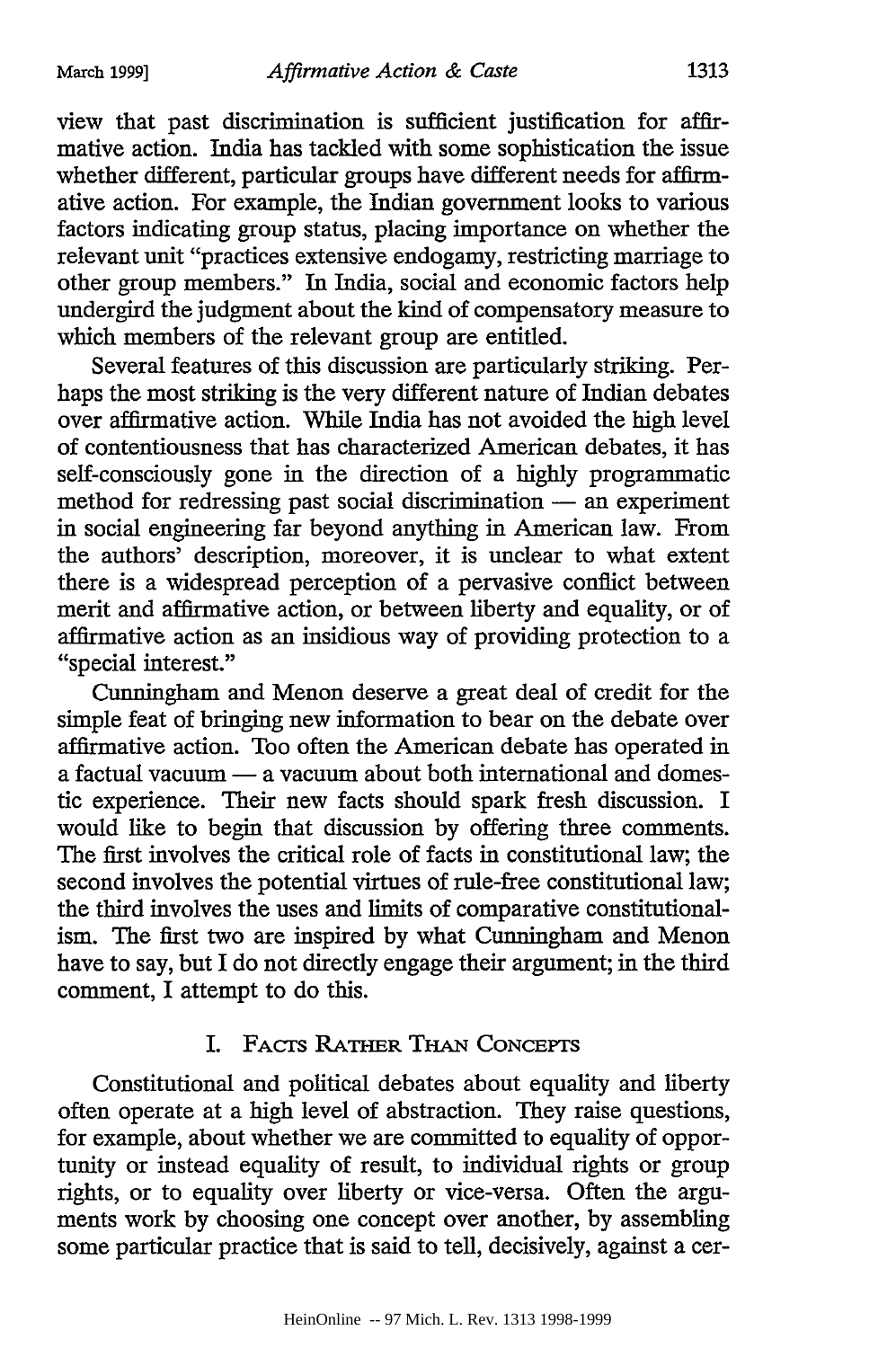view that past discrimination is sufficient justification for affirmative action. India has tackled with some sophistication the issue whether different, particular groups have different needs for affirmative action. For example, the Indian government looks to various factors indicating group status, placing importance on whether the relevant unit "practices extensive endogamy, restricting marriage to other group members." In India, social and economic factors help undergird the judgment about the kind of compensatory measure to which members of the relevant group are entitled.

Several features of this discussion are particularly striking. Perhaps the most striking is the very different nature of Indian debates over affirmative action. While India has not avoided the high level of contentiousness that has characterized American debates, it has self-consciously gone in the direction of a highly programmatic method for redressing past social discrimination — an experiment in social engineering far beyond anything in American law. From the authors' description, moreover, it is unclear to what extent there is a widespread perception of a pervasive conflict between merit and affirmative action, or between liberty and equality, or of affirmative action as an insidious way of providing protection to a "special interest."

Cunningham and Menon deserve a great deal of credit for the simple feat of bringing new information to bear on the debate over affirmative action. Too often the American debate has operated in a factual vacuum — a vacuum about both international and domestic experience. Their new facts should spark fresh discussion. I would like to begin that discussion by offering three comments. The first involves the critical role of facts in constitutional law; the second involves the potential virtues of rule-free constitutional law; the third involves the uses and limits of comparative constitutionalism. The first two are inspired by what Cunningham and Menon have to say, but I do not directly engage their argument; in the third comment, I attempt to do this.

## I. Facts Rather Than Concepts

Constitutional and political debates about equality and liberty often operate at a high level of abstraction. They raise questions, for example, about whether we are committed to equality of opportunity or instead equality of result, to individual rights or group rights, or to equality over liberty or vice-versa. Often the arguments work by choosing one concept over another, by assembling some particular practice that is said to tell, decisively, against a cer-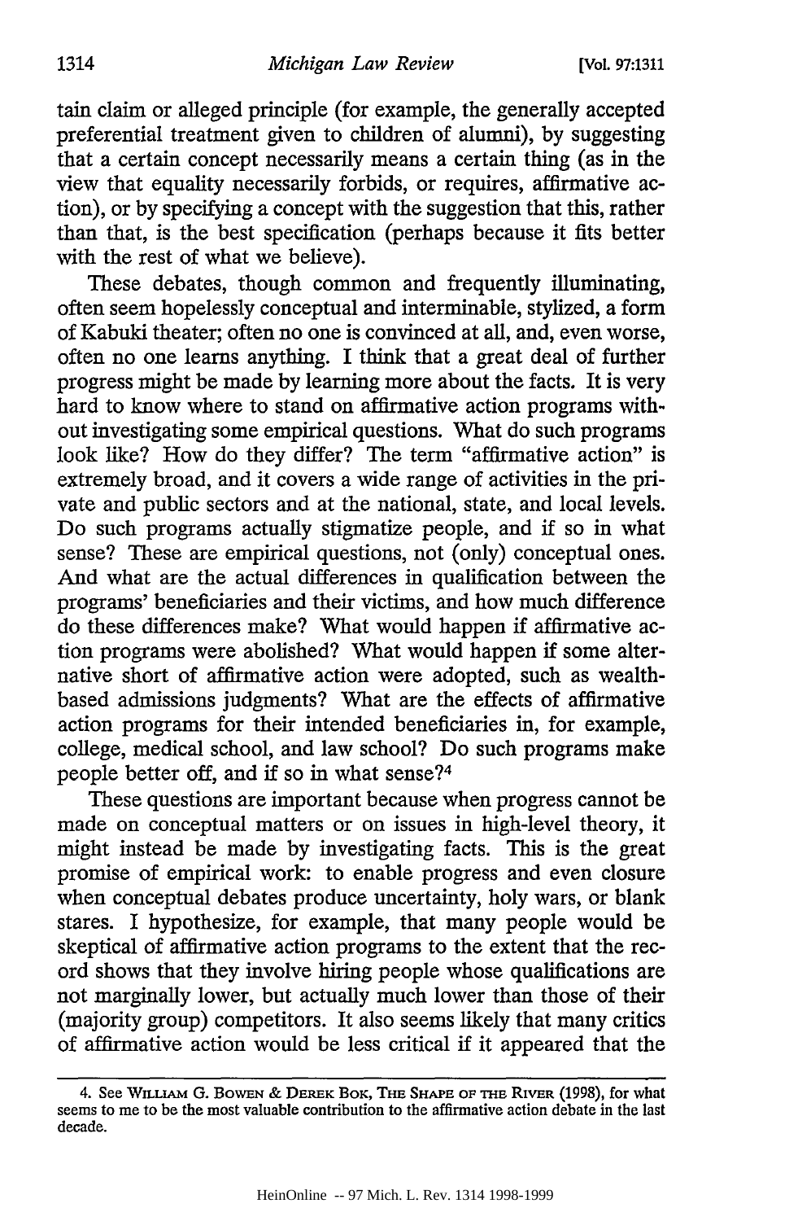tain claim or alleged principle (for example, the generally accepted preferential treatment given to children of alumni), by suggesting that a certain concept necessarily means a certain thing (as in the view that equality necessarily forbids, or requires, affirmative action), or by specifying a concept with the suggestion that this, rather than that, is the best specification (perhaps because it fits better with the rest of what we believe).

These debates, though common and frequently illuminating, often seem hopelessly conceptual and interminable, stylized, a form of Kabuki theater; often no one is convinced at all, and, even worse, often no one learns anything. I think that a great deal of further progress might be made by learning more about the facts. It is very hard to know where to stand on affirmative action programs without investigating some empirical questions. What do such programs look like? How do they differ? The term "affirmative action" is extremely broad, and it covers a wide range of activities in the private and public sectors and at the national, state, and local levels. Do such programs actually stigmatize people, and if so in what sense? These are empirical questions, not (only) conceptual ones. And what are the actual differences in qualification between the programs' beneficiaries and their victims, and how much difference do these differences make? What would happen if affirmative action programs were abolished? What would happen if some alternative short of affirmative action were adopted, such as wealth-based admissions judgments? What are the effects of affirmative action programs for their intended beneficiaries in, for example, college, medical school, and law school? Do such programs make people better off, and if so in what sense?[4]

These questions are important because when progress cannot be made on conceptual matters or on issues in high-level theory, it might instead be made by investigating facts. This is the great promise of empirical work: to enable progress and even closure when conceptual debates produce uncertainty, holy wars, or blank stares. I hypothesize, for example, that many people would be skeptical of affirmative action programs to the extent that the record shows that they involve hiring people whose qualifications are not marginally lower, but actually much lower than those of their (majority group) competitors. It also seems likely that many critics of affirmative action would be less critical if it appeared that the

4. See WILLIAM G. BOWEN & DEREK BOK, THE SHAPE OF THE RIVER (1998), for what seems to me to be the most valuable contribution to the affirmative action debate in the last decade.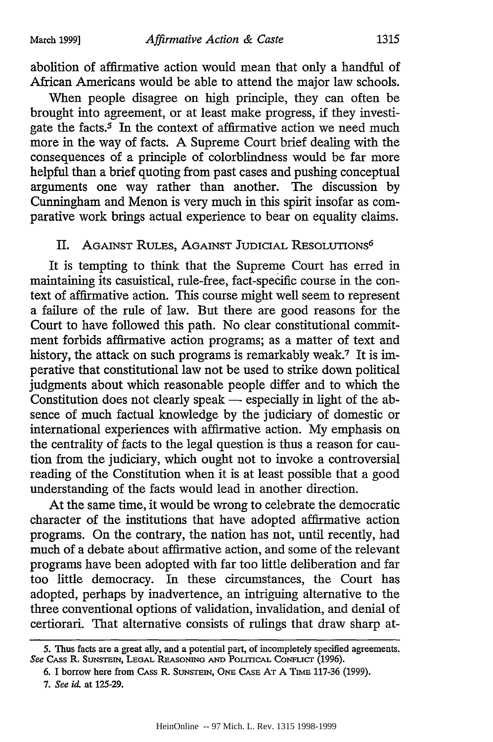abolition of affirmative action would mean that only a handful of African Americans would be able to attend the major law schools.

When people disagree on high principle, they can often be brought into agreement, or at least make progress, if they investigate the facts.[5] In the context of affirmative action we need much more in the way of facts. A Supreme Court brief dealing with the consequences of a principle of colorblindness would be far more helpful than a brief quoting from past cases and pushing conceptual arguments one way rather than another. The discussion by Cunningham and Menon is very much in this spirit insofar as comparative work brings actual experience to bear on equality claims.

## II. AGAINST RULES, AGAINST JUDICIAL RESOLUTIONS[6]

It is tempting to think that the Supreme Court has erred in maintaining its casuistical, rule-free, fact-specific course in the context of affirmative action. This course might well seem to represent a failure of the rule of law. But there are good reasons for the Court to have followed this path. No clear constitutional commitment forbids affirmative action programs; as a matter of text and history, the attack on such programs is remarkably weak.[7] It is imperative that constitutional law not be used to strike down political judgments about which reasonable people differ and to which the Constitution does not clearly speak — especially in light of the absence of much factual knowledge by the judiciary of domestic or international experiences with affirmative action. My emphasis on the centrality of facts to the legal question is thus a reason for caution from the judiciary, which ought not to invoke a controversial reading of the Constitution when it is at least possible that a good understanding of the facts would lead in another direction.

At the same time, it would be wrong to celebrate the democratic character of the institutions that have adopted affirmative action programs. On the contrary, the nation has not, until recently, had much of a debate about affirmative action, and some of the relevant programs have been adopted with far too little deliberation and far too little democracy. In these circumstances, the Court has adopted, perhaps by inadvertence, an intriguing alternative to the three conventional options of validation, invalidation, and denial of certiorari. That alternative consists of rulings that draw sharp at-

5. Thus facts are a great ally, and a potential part, of incompletely specified agreements. *See* CASS R. SUNSTEIN, LEGAL REASONING AND POLITICAL CONFLICT (1996).

6. I borrow here from CASS R. SUNSTEIN, ONE CASE AT A TIME 117-36 (1999).

7. *See id.* at 125-29.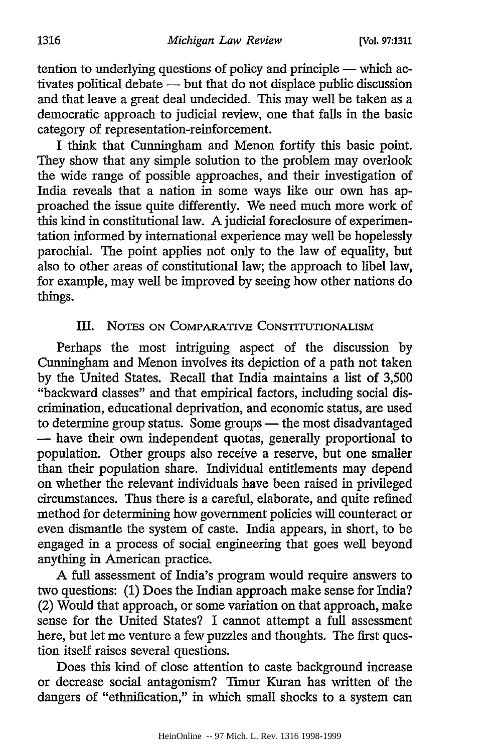tention to underlying questions of policy and principle — which activates political debate — but that do not displace public discussion and that leave a great deal undecided. This may well be taken as a democratic approach to judicial review, one that falls in the basic category of representation-reinforcement.

I think that Cunningham and Menon fortify this basic point. They show that any simple solution to the problem may overlook the wide range of possible approaches, and their investigation of India reveals that a nation in some ways like our own has approached the issue quite differently. We need much more work of this kind in constitutional law. A judicial foreclosure of experimentation informed by international experience may well be hopelessly parochial. The point applies not only to the law of equality, but also to other areas of constitutional law; the approach to libel law, for example, may well be improved by seeing how other nations do things.

## III. Notes on Comparative Constitutionalism

Perhaps the most intriguing aspect of the discussion by Cunningham and Menon involves its depiction of a path not taken by the United States. Recall that India maintains a list of 3,500 "backward classes" and that empirical factors, including social discrimination, educational deprivation, and economic status, are used to determine group status. Some groups — the most disadvantaged — have their own independent quotas, generally proportional to population. Other groups also receive a reserve, but one smaller than their population share. Individual entitlements may depend on whether the relevant individuals have been raised in privileged circumstances. Thus there is a careful, elaborate, and quite refined method for determining how government policies will counteract or even dismantle the system of caste. India appears, in short, to be engaged in a process of social engineering that goes well beyond anything in American practice.

A full assessment of India's program would require answers to two questions: (1) Does the Indian approach make sense for India? (2) Would that approach, or some variation on that approach, make sense for the United States? I cannot attempt a full assessment here, but let me venture a few puzzles and thoughts. The first question itself raises several questions.

Does this kind of close attention to caste background increase or decrease social antagonism? Timur Kuran has written of the dangers of "ethnification," in which small shocks to a system can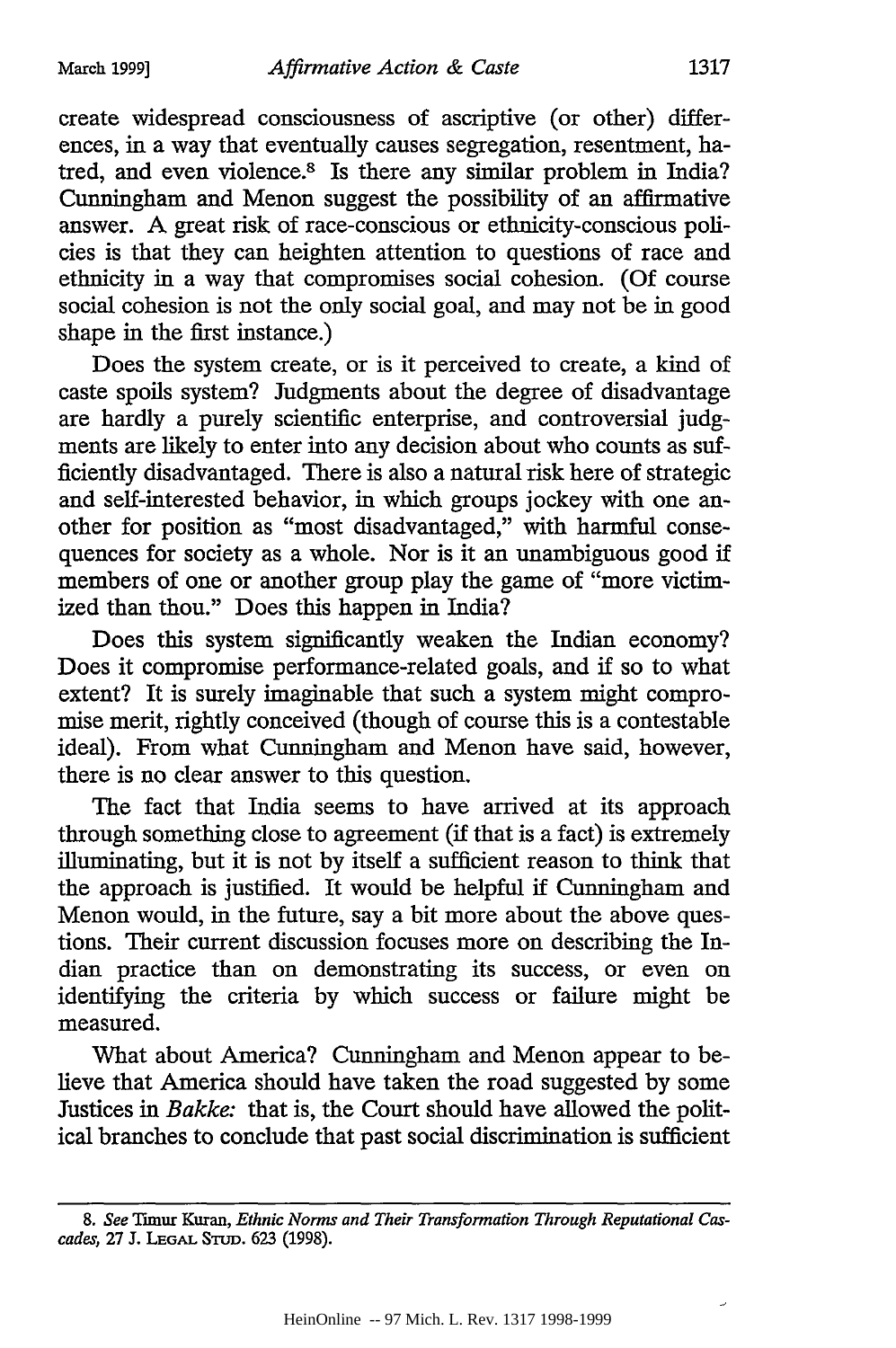create widespread consciousness of ascriptive (or other) differences, in a way that eventually causes segregation, resentment, hatred, and even violence.[8] Is there any similar problem in India? Cunningham and Menon suggest the possibility of an affirmative answer. A great risk of race-conscious or ethnicity-conscious policies is that they can heighten attention to questions of race and ethnicity in a way that compromises social cohesion. (Of course social cohesion is not the only social goal, and may not be in good shape in the first instance.)

Does the system create, or is it perceived to create, a kind of caste spoils system? Judgments about the degree of disadvantage are hardly a purely scientific enterprise, and controversial judgments are likely to enter into any decision about who counts as sufficiently disadvantaged. There is also a natural risk here of strategic and self-interested behavior, in which groups jockey with one another for position as "most disadvantaged," with harmful consequences for society as a whole. Nor is it an unambiguous good if members of one or another group play the game of "more victimized than thou." Does this happen in India?

Does this system significantly weaken the Indian economy? Does it compromise performance-related goals, and if so to what extent? It is surely imaginable that such a system might compromise merit, rightly conceived (though of course this is a contestable ideal). From what Cunningham and Menon have said, however, there is no clear answer to this question.

The fact that India seems to have arrived at its approach through something close to agreement (if that is a fact) is extremely illuminating, but it is not by itself a sufficient reason to think that the approach is justified. It would be helpful if Cunningham and Menon would, in the future, say a bit more about the above questions. Their current discussion focuses more on describing the Indian practice than on demonstrating its success, or even on identifying the criteria by which success or failure might be measured.

What about America? Cunningham and Menon appear to believe that America should have taken the road suggested by some Justices in *Bakke:* that is, the Court should have allowed the political branches to conclude that past social discrimination is sufficient

---

8. *See* Timur Kuran, *Ethnic Norms and Their Transformation Through Reputational Cascades,* 27 J. LEGAL STUD. 623 (1998).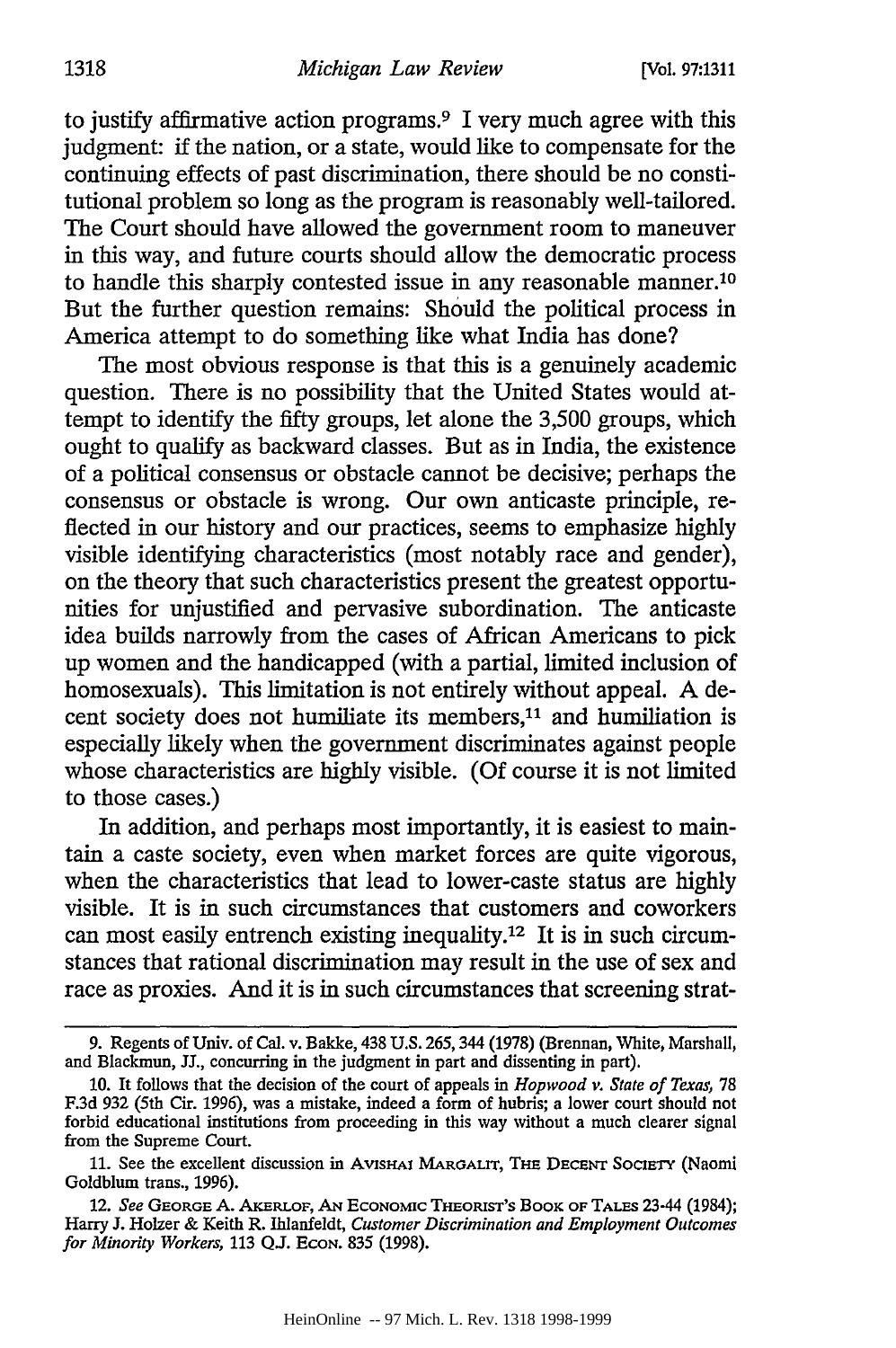to justify affirmative action programs.[9] I very much agree with this judgment: if the nation, or a state, would like to compensate for the continuing effects of past discrimination, there should be no constitutional problem so long as the program is reasonably well-tailored. The Court should have allowed the government room to maneuver in this way, and future courts should allow the democratic process to handle this sharply contested issue in any reasonable manner.[10] But the further question remains: Should the political process in America attempt to do something like what India has done?

The most obvious response is that this is a genuinely academic question. There is no possibility that the United States would attempt to identify the fifty groups, let alone the 3,500 groups, which ought to qualify as backward classes. But as in India, the existence of a political consensus or obstacle cannot be decisive; perhaps the consensus or obstacle is wrong. Our own anticaste principle, reflected in our history and our practices, seems to emphasize highly visible identifying characteristics (most notably race and gender), on the theory that such characteristics present the greatest opportunities for unjustified and pervasive subordination. The anticaste idea builds narrowly from the cases of African Americans to pick up women and the handicapped (with a partial, limited inclusion of homosexuals). This limitation is not entirely without appeal. A decent society does not humiliate its members,[11] and humiliation is especially likely when the government discriminates against people whose characteristics are highly visible. (Of course it is not limited to those cases.)

In addition, and perhaps most importantly, it is easiest to maintain a caste society, even when market forces are quite vigorous, when the characteristics that lead to lower-caste status are highly visible. It is in such circumstances that customers and coworkers can most easily entrench existing inequality.[12] It is in such circumstances that rational discrimination may result in the use of sex and race as proxies. And it is in such circumstances that screening strat-

---

9. Regents of Univ. of Cal. v. Bakke, 438 U.S. 265, 344 (1978) (Brennan, White, Marshall, and Blackmun, JJ., concurring in the judgment in part and dissenting in part).

10. It follows that the decision of the court of appeals in *Hopwood v. State of Texas*, 78 F.3d 932 (5th Cir. 1996), was a mistake, indeed a form of hubris; a lower court should not forbid educational institutions from proceeding in this way without a much clearer signal from the Supreme Court.

11. See the excellent discussion in AVISHAI MARGALIT, THE DECENT SOCIETY (Naomi Goldblum trans., 1996).

12. *See* GEORGE A. AKERLOF, AN ECONOMIC THEORIST'S BOOK OF TALES 23-44 (1984); Harry J. Holzer & Keith R. Ihlanfeldt, *Customer Discrimination and Employment Outcomes for Minority Workers*, 113 Q.J. ECON. 835 (1998).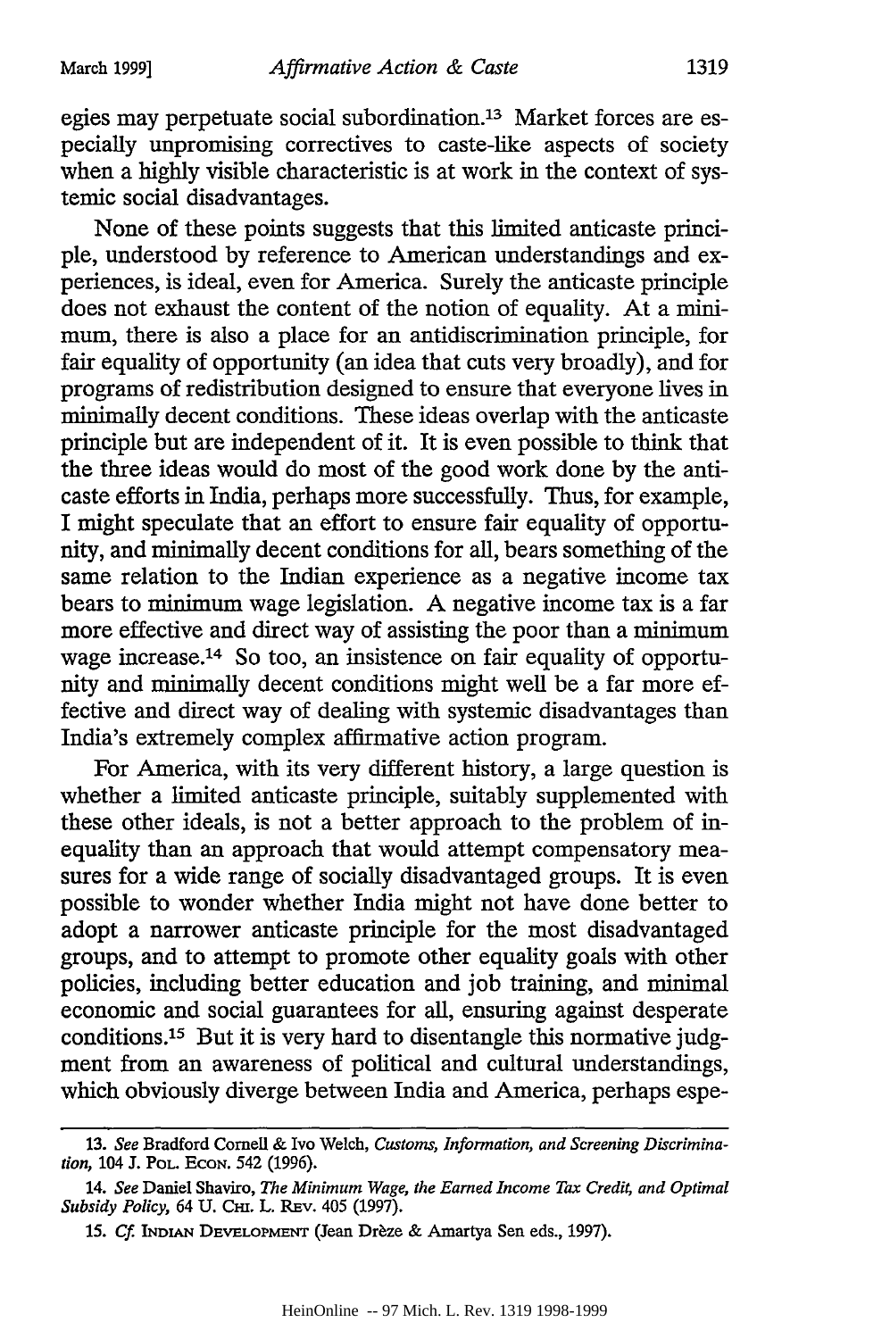egies may perpetuate social subordination.[13] Market forces are especially unpromising correctives to caste-like aspects of society when a highly visible characteristic is at work in the context of systemic social disadvantages.

None of these points suggests that this limited anticaste principle, understood by reference to American understandings and experiences, is ideal, even for America. Surely the anticaste principle does not exhaust the content of the notion of equality. At a minimum, there is also a place for an antidiscrimination principle, for fair equality of opportunity (an idea that cuts very broadly), and for programs of redistribution designed to ensure that everyone lives in minimally decent conditions. These ideas overlap with the anticaste principle but are independent of it. It is even possible to think that the three ideas would do most of the good work done by the anticaste efforts in India, perhaps more successfully. Thus, for example, I might speculate that an effort to ensure fair equality of opportunity, and minimally decent conditions for all, bears something of the same relation to the Indian experience as a negative income tax bears to minimum wage legislation. A negative income tax is a far more effective and direct way of assisting the poor than a minimum wage increase.[14] So too, an insistence on fair equality of opportunity and minimally decent conditions might well be a far more effective and direct way of dealing with systemic disadvantages than India's extremely complex affirmative action program.

For America, with its very different history, a large question is whether a limited anticaste principle, suitably supplemented with these other ideals, is not a better approach to the problem of inequality than an approach that would attempt compensatory measures for a wide range of socially disadvantaged groups. It is even possible to wonder whether India might not have done better to adopt a narrower anticaste principle for the most disadvantaged groups, and to attempt to promote other equality goals with other policies, including better education and job training, and minimal economic and social guarantees for all, ensuring against desperate conditions.[15] But it is very hard to disentangle this normative judgment from an awareness of political and cultural understandings, which obviously diverge between India and America, perhaps espe-

---

13. *See* Bradford Cornell & Ivo Welch, *Customs, Information, and Screening Discrimination*, 104 J. POL. ECON. 542 (1996).

14. *See* Daniel Shaviro, *The Minimum Wage, the Earned Income Tax Credit, and Optimal Subsidy Policy*, 64 U. CHI. L. REV. 405 (1997).

15. *Cf.* INDIAN DEVELOPMENT (Jean Drèze & Amartya Sen eds., 1997).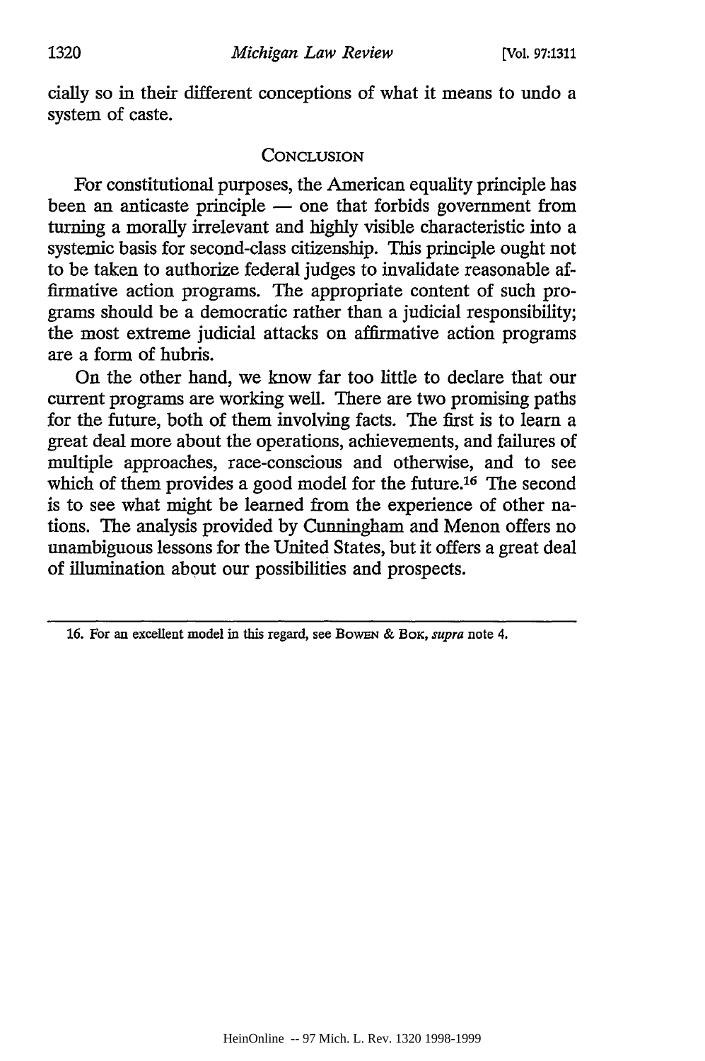cially so in their different conceptions of what it means to undo a system of caste.

## Conclusion

For constitutional purposes, the American equality principle has been an anticaste principle — one that forbids government from turning a morally irrelevant and highly visible characteristic into a systemic basis for second-class citizenship. This principle ought not to be taken to authorize federal judges to invalidate reasonable affirmative action programs. The appropriate content of such programs should be a democratic rather than a judicial responsibility; the most extreme judicial attacks on affirmative action programs are a form of hubris.

On the other hand, we know far too little to declare that our current programs are working well. There are two promising paths for the future, both of them involving facts. The first is to learn a great deal more about the operations, achievements, and failures of multiple approaches, race-conscious and otherwise, and to see which of them provides a good model for the future.[16] The second is to see what might be learned from the experience of other nations. The analysis provided by Cunningham and Menon offers no unambiguous lessons for the United States, but it offers a great deal of illumination about our possibilities and prospects.

---

16. For an excellent model in this regard, see Bowen & Bok, *supra* note 4.